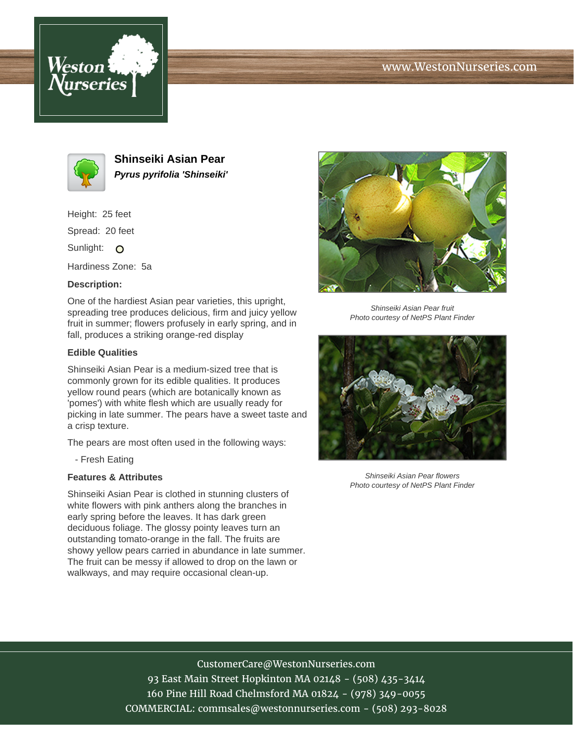# Shinseiki Asian Pear

***Pyrus pyrifolia 'Shinseiki'***

Height: 25 feet

Spread: 20 feet

Sunlight: ○

Hardiness Zone: 5a

**Description:**

One of the hardiest Asian pear varieties, this upright, spreading tree produces delicious, firm and juicy yellow fruit in summer; flowers profusely in early spring, and in fall, produces a striking orange-red display

## Edible Qualities

Shinseiki Asian Pear is a medium-sized tree that is commonly grown for its edible qualities. It produces yellow round pears (which are botanically known as 'pomes') with white flesh which are usually ready for picking in late summer. The pears have a sweet taste and a crisp texture.

The pears are most often used in the following ways:

- Fresh Eating

## Features & Attributes

Shinseiki Asian Pear is clothed in stunning clusters of white flowers with pink anthers along the branches in early spring before the leaves. It has dark green deciduous foliage. The glossy pointy leaves turn an outstanding tomato-orange in the fall. The fruits are showy yellow pears carried in abundance in late summer. The fruit can be messy if allowed to drop on the lawn or walkways, and may require occasional clean-up.

*Shinseiki Asian Pear fruit*
*Photo courtesy of NetPS Plant Finder*

*Shinseiki Asian Pear flowers*
*Photo courtesy of NetPS Plant Finder*

CustomerCare@WestonNurseries.com
93 East Main Street Hopkinton MA 02148 - (508) 435-3414
160 Pine Hill Road Chelmsford MA 01824 - (978) 349-0055
COMMERCIAL: commsales@westonnurseries.com - (508) 293-8028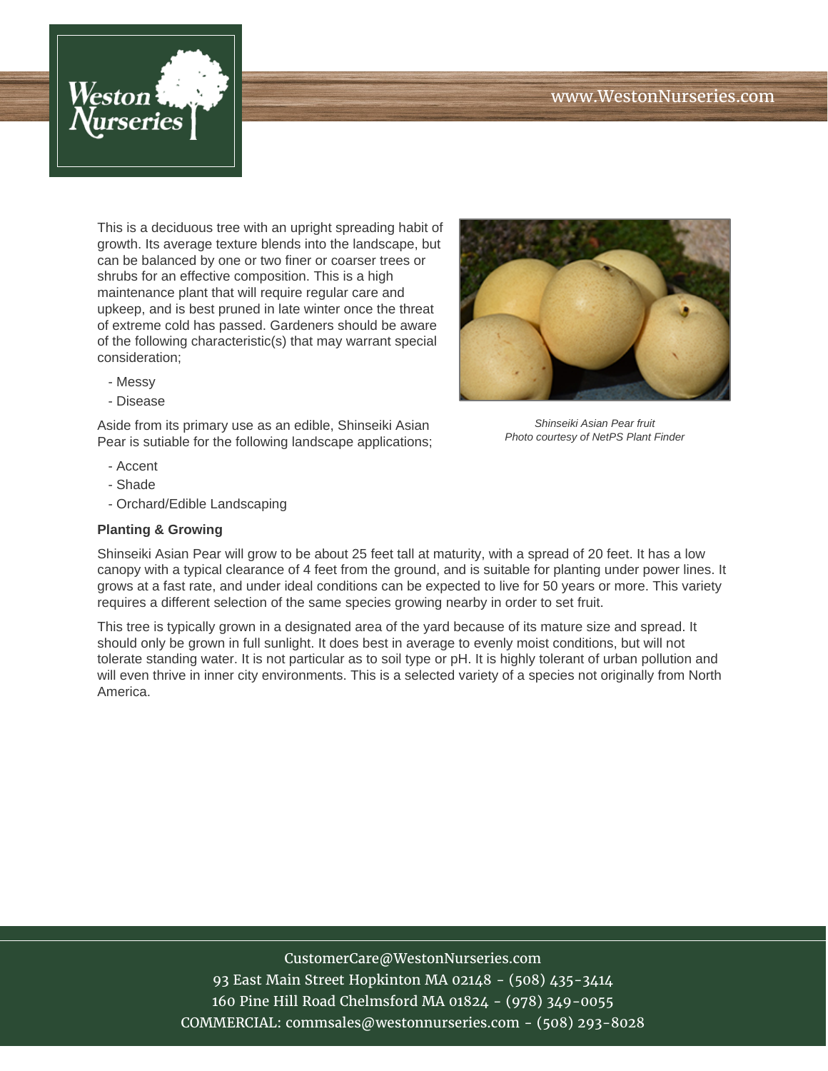This is a deciduous tree with an upright spreading habit of growth. Its average texture blends into the landscape, but can be balanced by one or two finer or coarser trees or shrubs for an effective composition. This is a high maintenance plant that will require regular care and upkeep, and is best pruned in late winter once the threat of extreme cold has passed. Gardeners should be aware of the following characteristic(s) that may warrant special consideration;

- Messy
- Disease

Aside from its primary use as an edible, Shinseiki Asian Pear is sutiable for the following landscape applications;

- Accent
- Shade
- Orchard/Edible Landscaping

*Shinseiki Asian Pear fruit*
*Photo courtesy of NetPS Plant Finder*

**Planting & Growing**

Shinseiki Asian Pear will grow to be about 25 feet tall at maturity, with a spread of 20 feet. It has a low canopy with a typical clearance of 4 feet from the ground, and is suitable for planting under power lines. It grows at a fast rate, and under ideal conditions can be expected to live for 50 years or more. This variety requires a different selection of the same species growing nearby in order to set fruit.

This tree is typically grown in a designated area of the yard because of its mature size and spread. It should only be grown in full sunlight. It does best in average to evenly moist conditions, but will not tolerate standing water. It is not particular as to soil type or pH. It is highly tolerant of urban pollution and will even thrive in inner city environments. This is a selected variety of a species not originally from North America.